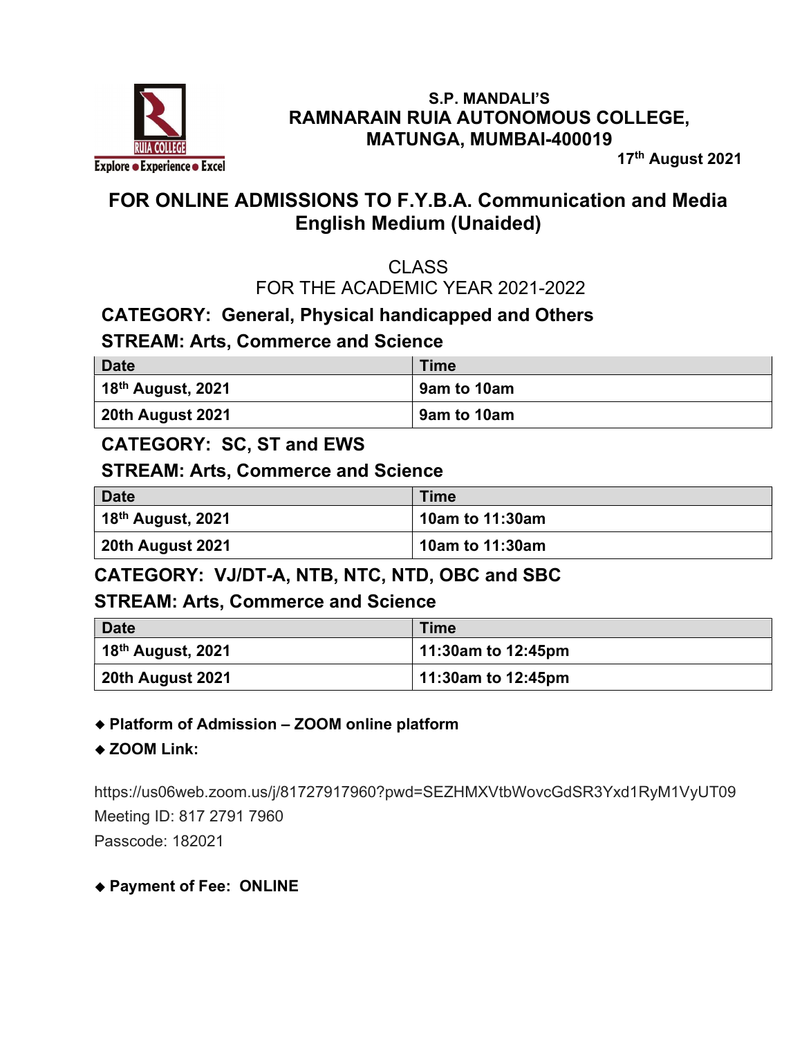**S.P. MANDALI'S**
**RAMNARAIN RUIA AUTONOMOUS COLLEGE,**
**MATUNGA, MUMBAI-400019**

**17th August 2021**

# FOR ONLINE ADMISSIONS TO F.Y.B.A. Communication and Media English Medium (Unaided)

CLASS
FOR THE ACADEMIC YEAR 2021-2022

### CATEGORY: General, Physical handicapped and Others

### STREAM: Arts, Commerce and Science

| Date | Time |
|---|---|
| 18th August, 2021 | 9am to 10am |
| 20th August 2021 | 9am to 10am |

### CATEGORY: SC, ST and EWS

### STREAM: Arts, Commerce and Science

| Date | Time |
|---|---|
| 18th August, 2021 | 10am to 11:30am |
| 20th August 2021 | 10am to 11:30am |

### CATEGORY: VJ/DT-A, NTB, NTC, NTD, OBC and SBC

### STREAM: Arts, Commerce and Science

| Date | Time |
|---|---|
| 18th August, 2021 | 11:30am to 12:45pm |
| 20th August 2021 | 11:30am to 12:45pm |

- **Platform of Admission – ZOOM online platform**
- **ZOOM Link:**

https://us06web.zoom.us/j/81727917960?pwd=SEZHMXVtbWovcGdSR3Yxd1RyM1VyUT09
Meeting ID: 817 2791 7960
Passcode: 182021

- **Payment of Fee: ONLINE**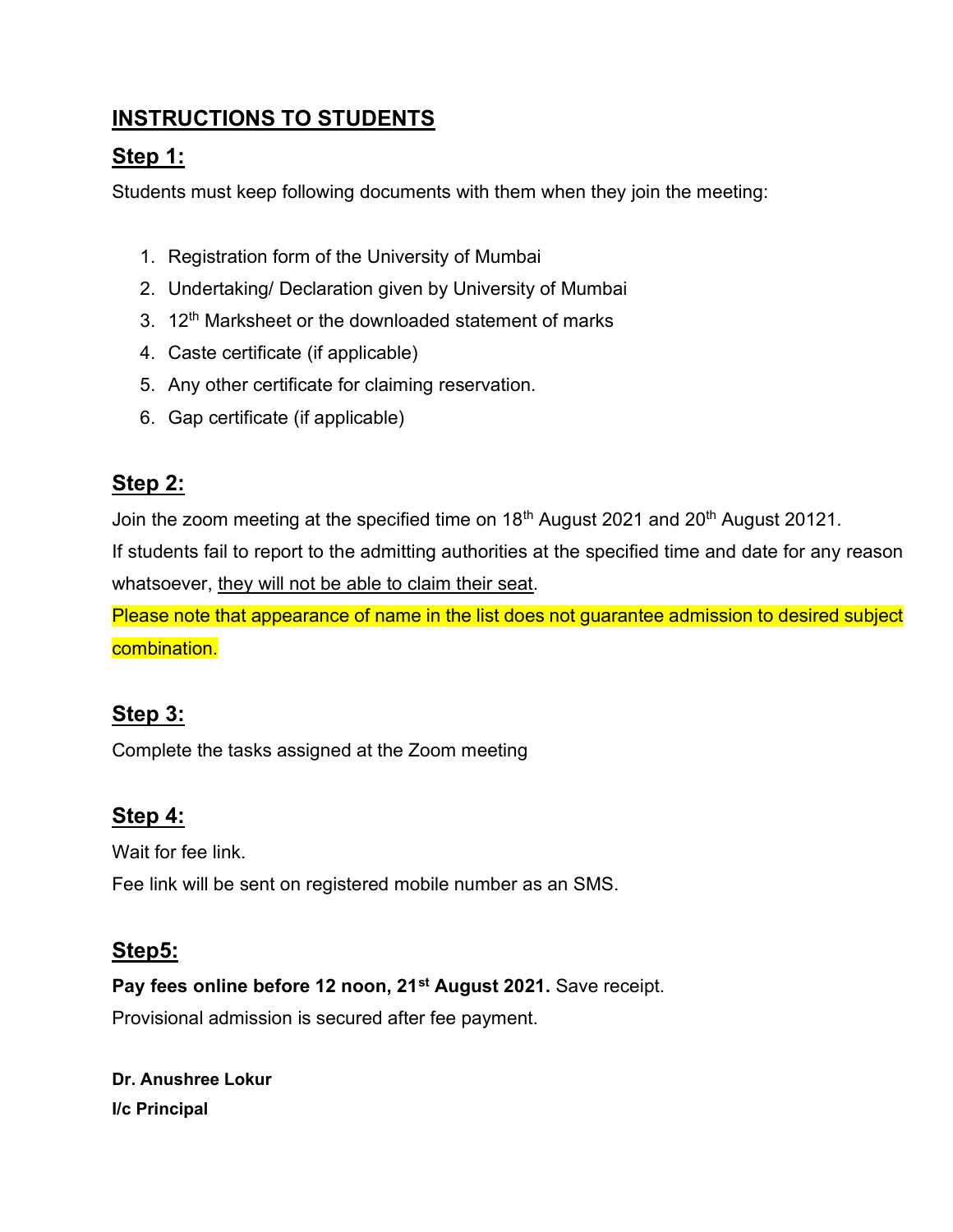## INSTRUCTIONS TO STUDENTS

### Step 1:

Students must keep following documents with them when they join the meeting:

1. Registration form of the University of Mumbai
2. Undertaking/ Declaration given by University of Mumbai
3. 12th Marksheet or the downloaded statement of marks
4. Caste certificate (if applicable)
5. Any other certificate for claiming reservation.
6. Gap certificate (if applicable)

### Step 2:

Join the zoom meeting at the specified time on 18th August 2021 and 20th August 20121.

If students fail to report to the admitting authorities at the specified time and date for any reason whatsoever, they will not be able to claim their seat.

Please note that appearance of name in the list does not guarantee admission to desired subject combination.

### Step 3:

Complete the tasks assigned at the Zoom meeting

### Step 4:

Wait for fee link.

Fee link will be sent on registered mobile number as an SMS.

### Step5:

**Pay fees online before 12 noon, 21st August 2021.** Save receipt.

Provisional admission is secured after fee payment.

**Dr. Anushree Lokur**
**I/c Principal**